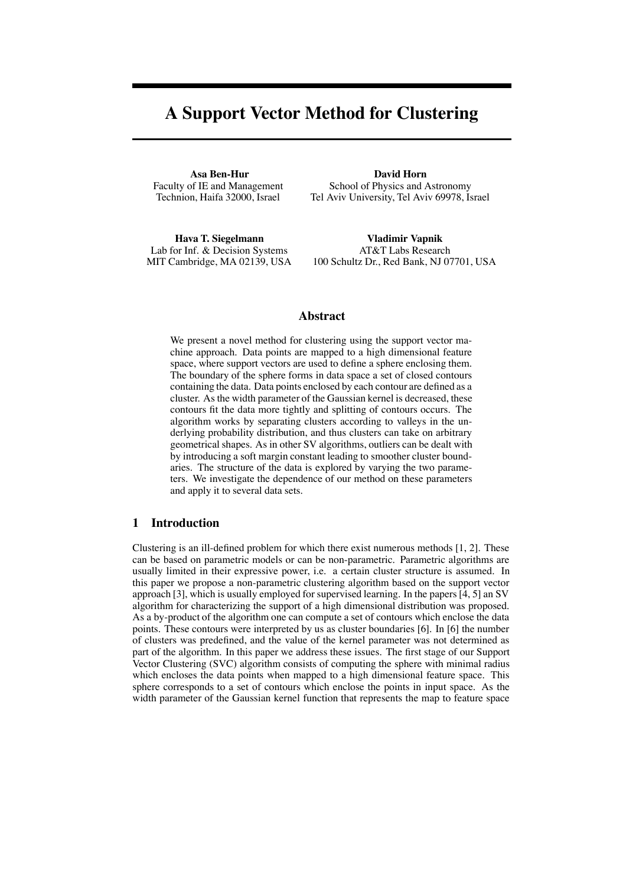# A Support Vector Method for Clustering

**Asa Ben-Hur**
Faculty of IE and Management
Technion, Haifa 32000, Israel

**David Horn**
School of Physics and Astronomy
Tel Aviv University, Tel Aviv 69978, Israel

**Hava T. Siegelmann**
Lab for Inf. & Decision Systems
MIT Cambridge, MA 02139, USA

**Vladimir Vapnik**
AT&T Labs Research
100 Schultz Dr., Red Bank, NJ 07701, USA

## Abstract

We present a novel method for clustering using the support vector machine approach. Data points are mapped to a high dimensional feature space, where support vectors are used to define a sphere enclosing them. The boundary of the sphere forms in data space a set of closed contours containing the data. Data points enclosed by each contour are defined as a cluster. As the width parameter of the Gaussian kernel is decreased, these contours fit the data more tightly and splitting of contours occurs. The algorithm works by separating clusters according to valleys in the underlying probability distribution, and thus clusters can take on arbitrary geometrical shapes. As in other SV algorithms, outliers can be dealt with by introducing a soft margin constant leading to smoother cluster boundaries. The structure of the data is explored by varying the two parameters. We investigate the dependence of our method on these parameters and apply it to several data sets.

## 1 Introduction

Clustering is an ill-defined problem for which there exist numerous methods [1, 2]. These can be based on parametric models or can be non-parametric. Parametric algorithms are usually limited in their expressive power, i.e. a certain cluster structure is assumed. In this paper we propose a non-parametric clustering algorithm based on the support vector approach [3], which is usually employed for supervised learning. In the papers [4, 5] an SV algorithm for characterizing the support of a high dimensional distribution was proposed. As a by-product of the algorithm one can compute a set of contours which enclose the data points. These contours were interpreted by us as cluster boundaries [6]. In [6] the number of clusters was predefined, and the value of the kernel parameter was not determined as part of the algorithm. In this paper we address these issues. The first stage of our Support Vector Clustering (SVC) algorithm consists of computing the sphere with minimal radius which encloses the data points when mapped to a high dimensional feature space. This sphere corresponds to a set of contours which enclose the points in input space. As the width parameter of the Gaussian kernel function that represents the map to feature space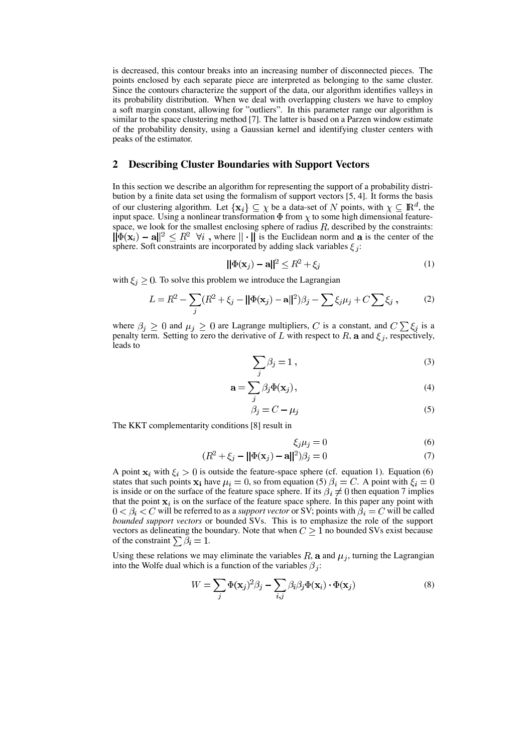is decreased, this contour breaks into an increasing number of disconnected pieces. The points enclosed by each separate piece are interpreted as belonging to the same cluster. Since the contours characterize the support of the data, our algorithm identifies valleys in its probability distribution. When we deal with overlapping clusters we have to employ a soft margin constant, allowing for "outliers". In this parameter range our algorithm is similar to the space clustering method [7]. The latter is based on a Parzen window estimate of the probability density, using a Gaussian kernel and identifying cluster centers with peaks of the estimator.

## 2 Describing Cluster Boundaries with Support Vectors

In this section we describe an algorithm for representing the support of a probability distribution by a finite data set using the formalism of support vectors [5, 4]. It forms the basis of our clustering algorithm. Let $\{\mathbf{x}_i\} \subseteq \chi$ be a data-set of $N$ points, with $\chi \subseteq \mathbb{R}^d$, the input space. Using a nonlinear transformation $\Phi$ from $\chi$ to some high dimensional feature-space, we look for the smallest enclosing sphere of radius $R$, described by the constraints: $\|\Phi(\mathbf{x}_i) - \mathbf{a}\|^2 \leq R^2 \;\; \forall i$ , where $\|\cdot\|$ is the Euclidean norm and $\mathbf{a}$ is the center of the sphere. Soft constraints are incorporated by adding slack variables $\xi_j$:

$$\|\Phi(\mathbf{x}_j) - \mathbf{a}\|^2 \leq R^2 + \xi_j \tag{1}$$

with $\xi_j \geq 0$. To solve this problem we introduce the Lagrangian

$$L = R^2 - \sum_j (R^2 + \xi_j - \|\Phi(\mathbf{x}_j) - \mathbf{a}\|^2)\beta_j - \sum \xi_j \mu_j + C \sum \xi_j \, , \tag{2}$$

where $\beta_j \geq 0$ and $\mu_j \geq 0$ are Lagrange multipliers, $C$ is a constant, and $C \sum \xi_j$ is a penalty term. Setting to zero the derivative of $L$ with respect to $R$, $\mathbf{a}$ and $\xi_j$, respectively, leads to

$$\sum_j \beta_j = 1 \, , \tag{3}$$

$$\mathbf{a} = \sum_j \beta_j \Phi(\mathbf{x}_j) \, , \tag{4}$$

$$\beta_j = C - \mu_j \tag{5}$$

The KKT complementarity conditions [8] result in

$$\xi_j \mu_j = 0 \tag{6}$$

$$(R^2 + \xi_j - \|\Phi(\mathbf{x}_j) - \mathbf{a}\|^2)\beta_j = 0 \tag{7}$$

A point $\mathbf{x}_i$ with $\xi_i > 0$ is outside the feature-space sphere (cf. equation 1). Equation (6) states that such points $\mathbf{x_i}$ have $\mu_i = 0$, so from equation (5) $\beta_i = C$. A point with $\xi_i = 0$ is inside or on the surface of the feature space sphere. If its $\beta_i \neq 0$ then equation 7 implies that the point $\mathbf{x}_i$ is on the surface of the feature space sphere. In this paper any point with $0 < \beta_i < C$ will be referred to as a *support vector* or SV; points with $\beta_i = C$ will be called *bounded support vectors* or bounded SVs. This is to emphasize the role of the support vectors as delineating the boundary. Note that when $C \geq 1$ no bounded SVs exist because of the constraint $\sum \beta_i = 1$.

Using these relations we may eliminate the variables $R$, $\mathbf{a}$ and $\mu_j$, turning the Lagrangian into the Wolfe dual which is a function of the variables $\beta_j$:

$$W = \sum_j \Phi(\mathbf{x}_j)^2 \beta_j - \sum_{i,j} \beta_i \beta_j \Phi(\mathbf{x}_i) \cdot \Phi(\mathbf{x}_j) \tag{8}$$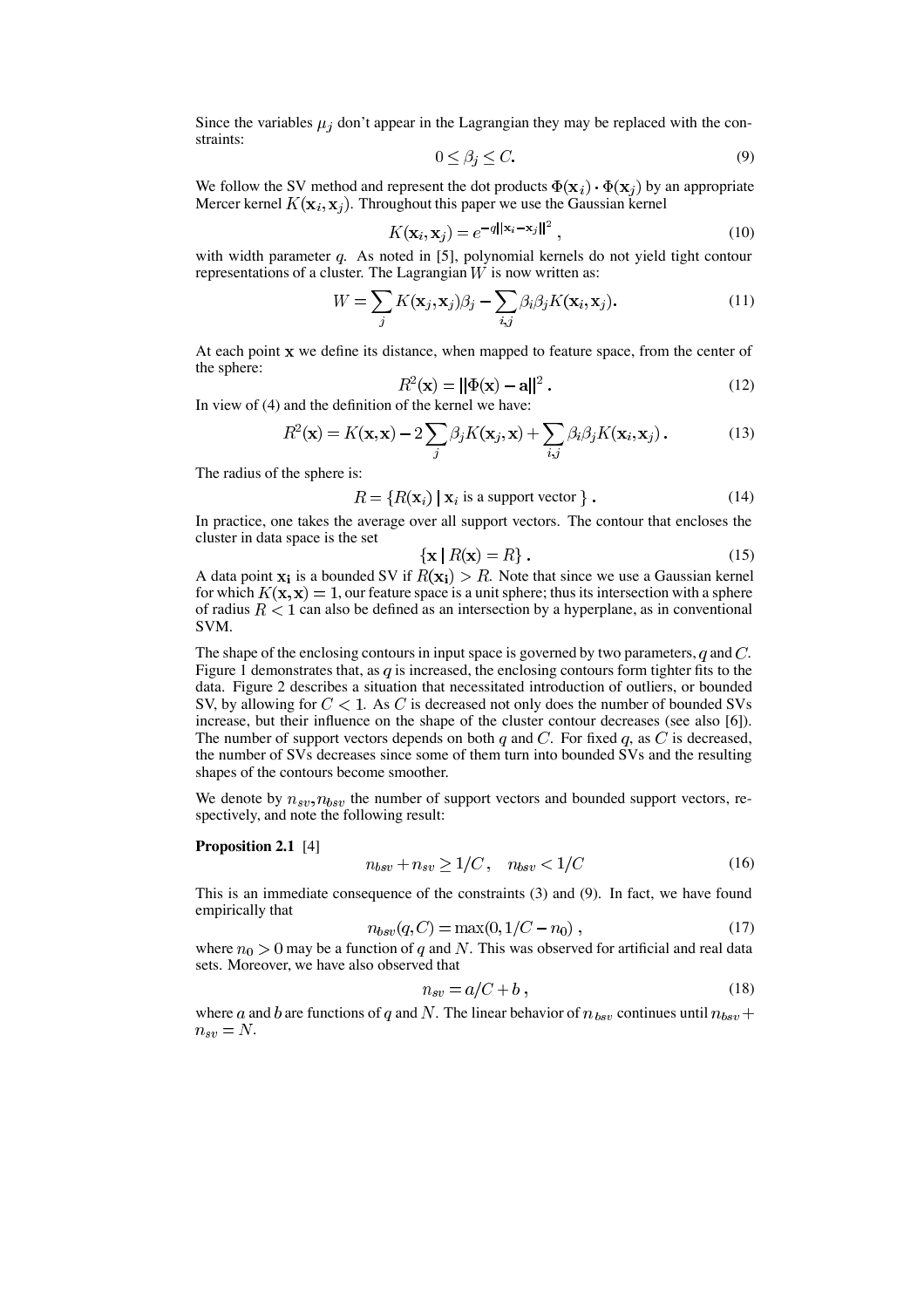Since the variables $\mu_j$ don't appear in the Lagrangian they may be replaced with the constraints:

$$0 \leq \beta_j \leq C. \tag{9}$$

We follow the SV method and represent the dot products $\Phi(\mathbf{x}_i) \cdot \Phi(\mathbf{x}_j)$ by an appropriate Mercer kernel $K(\mathbf{x}_i, \mathbf{x}_j)$. Throughout this paper we use the Gaussian kernel

$$K(\mathbf{x}_i, \mathbf{x}_j) = e^{-q\|\mathbf{x}_i - \mathbf{x}_j\|^2}, \tag{10}$$

with width parameter $q$. As noted in [5], polynomial kernels do not yield tight contour representations of a cluster. The Lagrangian $W$ is now written as:

$$W = \sum_j K(\mathbf{x}_j, \mathbf{x}_j)\beta_j - \sum_{i,j} \beta_i \beta_j K(\mathbf{x}_i, \mathbf{x}_j). \tag{11}$$

At each point $\mathbf{x}$ we define its distance, when mapped to feature space, from the center of the sphere:

$$R^2(\mathbf{x}) = \|\Phi(\mathbf{x}) - \mathbf{a}\|^2. \tag{12}$$

In view of (4) and the definition of the kernel we have:

$$R^2(\mathbf{x}) = K(\mathbf{x}, \mathbf{x}) - 2\sum_j \beta_j K(\mathbf{x}_j, \mathbf{x}) + \sum_{i,j} \beta_i \beta_j K(\mathbf{x}_i, \mathbf{x}_j). \tag{13}$$

The radius of the sphere is:

$$R = \{R(\mathbf{x}_i) \mid \mathbf{x}_i \text{ is a support vector }\}. \tag{14}$$

In practice, one takes the average over all support vectors. The contour that encloses the cluster in data space is the set

$$\{\mathbf{x} \mid R(\mathbf{x}) = R\}. \tag{15}$$

A data point $\mathbf{x_i}$ is a bounded SV if $R(\mathbf{x_i}) > R$. Note that since we use a Gaussian kernel for which $K(\mathbf{x}, \mathbf{x}) = 1$, our feature space is a unit sphere; thus its intersection with a sphere of radius $R < 1$ can also be defined as an intersection by a hyperplane, as in conventional SVM.

The shape of the enclosing contours in input space is governed by two parameters, $q$ and $C$. Figure 1 demonstrates that, as $q$ is increased, the enclosing contours form tighter fits to the data. Figure 2 describes a situation that necessitated introduction of outliers, or bounded SV, by allowing for $C < 1$. As $C$ is decreased not only does the number of bounded SVs increase, but their influence on the shape of the cluster contour decreases (see also [6]). The number of support vectors depends on both $q$ and $C$. For fixed $q$, as $C$ is decreased, the number of SVs decreases since some of them turn into bounded SVs and the resulting shapes of the contours become smoother.

We denote by $n_{sv}, n_{bsv}$ the number of support vectors and bounded support vectors, respectively, and note the following result:

**Proposition 2.1** [4]

$$n_{bsv} + n_{sv} \geq 1/C, \quad n_{bsv} < 1/C \tag{16}$$

This is an immediate consequence of the constraints (3) and (9). In fact, we have found empirically that

$$n_{bsv}(q, C) = \max(0, 1/C - n_0), \tag{17}$$

where $n_0 > 0$ may be a function of $q$ and $N$. This was observed for artificial and real data sets. Moreover, we have also observed that

$$n_{sv} = a/C + b, \tag{18}$$

where $a$ and $b$ are functions of $q$ and $N$. The linear behavior of $n_{bsv}$ continues until $n_{bsv} + n_{sv} = N$.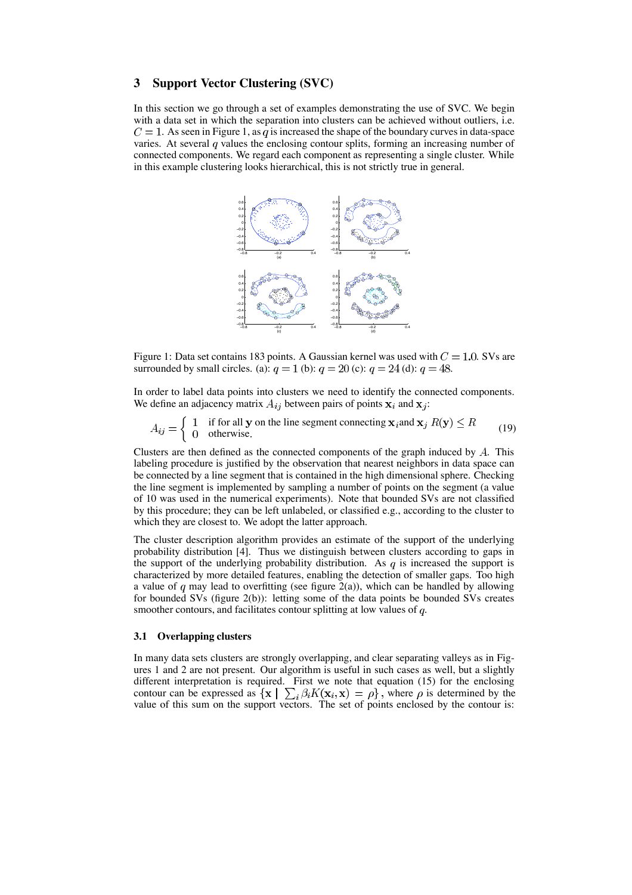## 3 Support Vector Clustering (SVC)

In this section we go through a set of examples demonstrating the use of SVC. We begin with a data set in which the separation into clusters can be achieved without outliers, i.e. $C = 1$. As seen in Figure 1, as $q$ is increased the shape of the boundary curves in data-space varies. At several $q$ values the enclosing contour splits, forming an increasing number of connected components. We regard each component as representing a single cluster. While in this example clustering looks hierarchical, this is not strictly true in general.

Figure 1: Data set contains 183 points. A Gaussian kernel was used with $C = 1.0$. SVs are surrounded by small circles. (a): $q = 1$ (b): $q = 20$ (c): $q = 24$ (d): $q = 48$.

In order to label data points into clusters we need to identify the connected components. We define an adjacency matrix $A_{ij}$ between pairs of points $\mathbf{x}_i$ and $\mathbf{x}_j$:

$$A_{ij} = \begin{cases} 1 & \text{if for all } \mathbf{y} \text{ on the line segment connecting } \mathbf{x}_i \text{and } \mathbf{x}_j \; R(\mathbf{y}) \leq R \\ 0 & \text{otherwise.} \end{cases} \tag{19}$$

Clusters are then defined as the connected components of the graph induced by $A$. This labeling procedure is justified by the observation that nearest neighbors in data space can be connected by a line segment that is contained in the high dimensional sphere. Checking the line segment is implemented by sampling a number of points on the segment (a value of 10 was used in the numerical experiments). Note that bounded SVs are not classified by this procedure; they can be left unlabeled, or classified e.g., according to the cluster to which they are closest to. We adopt the latter approach.

The cluster description algorithm provides an estimate of the support of the underlying probability distribution [4]. Thus we distinguish between clusters according to gaps in the support of the underlying probability distribution. As $q$ is increased the support is characterized by more detailed features, enabling the detection of smaller gaps. Too high a value of $q$ may lead to overfitting (see figure 2(a)), which can be handled by allowing for bounded SVs (figure 2(b)): letting some of the data points be bounded SVs creates smoother contours, and facilitates contour splitting at low values of $q$.

### 3.1 Overlapping clusters

In many data sets clusters are strongly overlapping, and clear separating valleys as in Figures 1 and 2 are not present. Our algorithm is useful in such cases as well, but a slightly different interpretation is required. First we note that equation (15) for the enclosing contour can be expressed as $\{\mathbf{x} \mid \sum_i \beta_i K(\mathbf{x}_i, \mathbf{x}) = \rho\}$, where $\rho$ is determined by the value of this sum on the support vectors. The set of points enclosed by the contour is: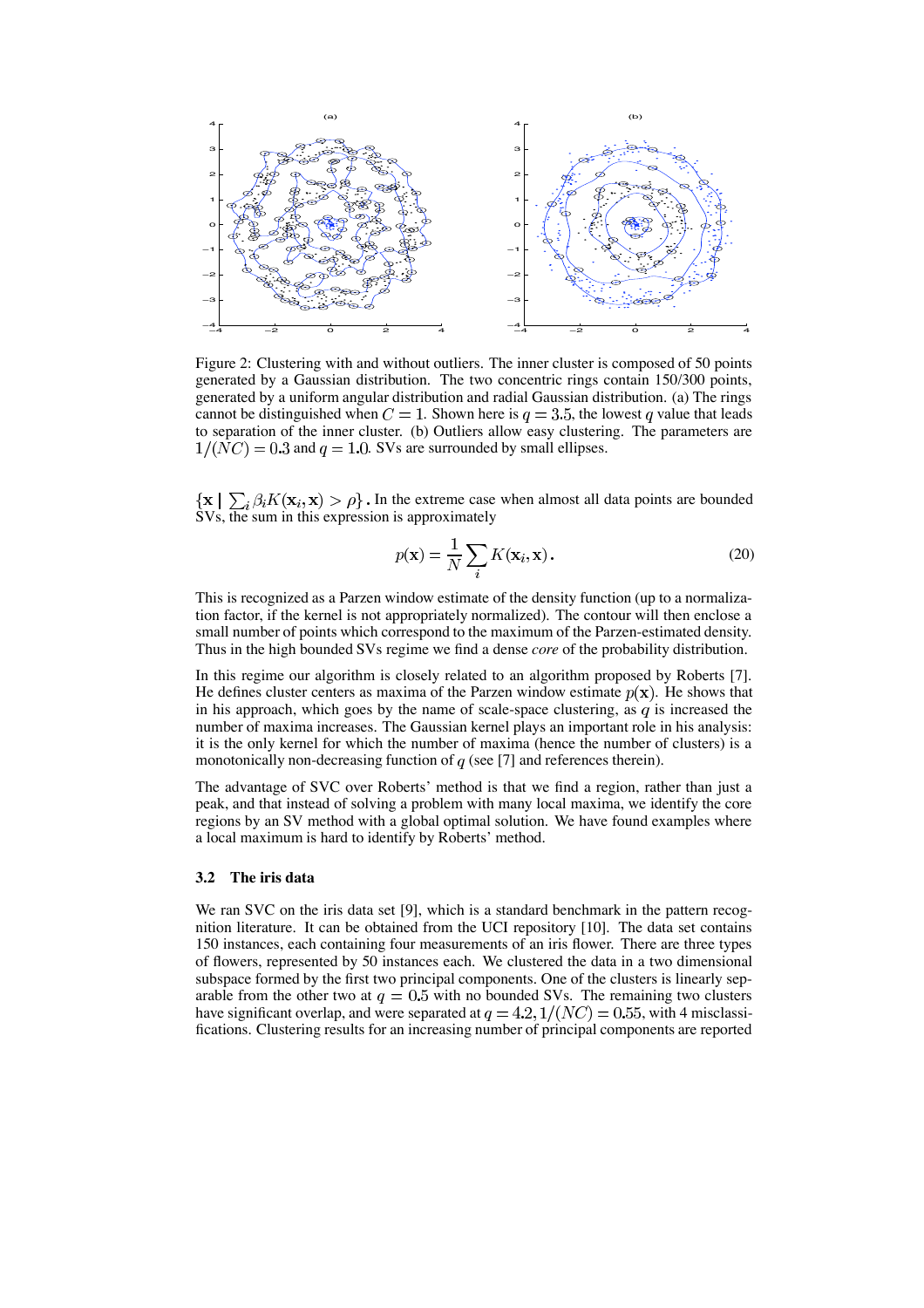Figure 2: Clustering with and without outliers. The inner cluster is composed of 50 points generated by a Gaussian distribution. The two concentric rings contain 150/300 points, generated by a uniform angular distribution and radial Gaussian distribution. (a) The rings cannot be distinguished when $C = 1$. Shown here is $q = 3.5$, the lowest $q$ value that leads to separation of the inner cluster. (b) Outliers allow easy clustering. The parameters are $1/(NC) = 0.3$ and $q = 1.0$. SVs are surrounded by small ellipses.

$\{\mathbf{x} \mid \sum_i \beta_i K(\mathbf{x}_i, \mathbf{x}) > \rho\}$. In the extreme case when almost all data points are bounded SVs, the sum in this expression is approximately

$$p(\mathbf{x}) = \frac{1}{N} \sum_i K(\mathbf{x}_i, \mathbf{x}). \tag{20}$$

This is recognized as a Parzen window estimate of the density function (up to a normalization factor, if the kernel is not appropriately normalized). The contour will then enclose a small number of points which correspond to the maximum of the Parzen-estimated density. Thus in the high bounded SVs regime we find a dense *core* of the probability distribution.

In this regime our algorithm is closely related to an algorithm proposed by Roberts [7]. He defines cluster centers as maxima of the Parzen window estimate $p(\mathbf{x})$. He shows that in his approach, which goes by the name of scale-space clustering, as $q$ is increased the number of maxima increases. The Gaussian kernel plays an important role in his analysis: it is the only kernel for which the number of maxima (hence the number of clusters) is a monotonically non-decreasing function of $q$ (see [7] and references therein).

The advantage of SVC over Roberts' method is that we find a region, rather than just a peak, and that instead of solving a problem with many local maxima, we identify the core regions by an SV method with a global optimal solution. We have found examples where a local maximum is hard to identify by Roberts' method.

### 3.2 The iris data

We ran SVC on the iris data set [9], which is a standard benchmark in the pattern recognition literature. It can be obtained from the UCI repository [10]. The data set contains 150 instances, each containing four measurements of an iris flower. There are three types of flowers, represented by 50 instances each. We clustered the data in a two dimensional subspace formed by the first two principal components. One of the clusters is linearly separable from the other two at $q = 0.5$ with no bounded SVs. The remaining two clusters have significant overlap, and were separated at $q = 4.2, 1/(NC) = 0.55$, with 4 misclassifications. Clustering results for an increasing number of principal components are reported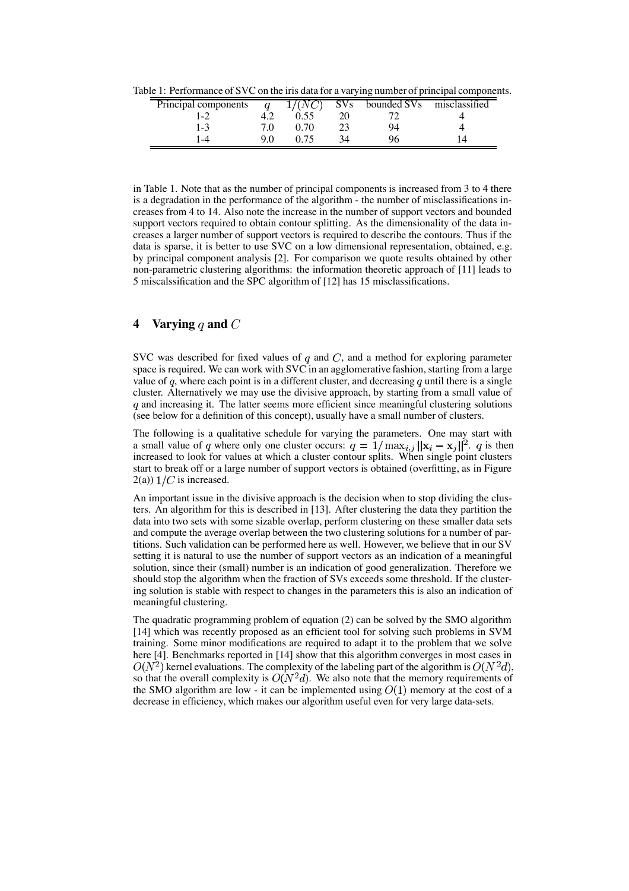Table 1: Performance of SVC on the iris data for a varying number of principal components.

| Principal components | $q$ | $1/(NC)$ | SVs | bounded SVs | misclassified |
|---|---|---|---|---|---|
| 1-2 | 4.2 | 0.55 | 20 | 72 | 4 |
| 1-3 | 7.0 | 0.70 | 23 | 94 | 4 |
| 1-4 | 9.0 | 0.75 | 34 | 96 | 14 |

in Table 1. Note that as the number of principal components is increased from 3 to 4 there is a degradation in the performance of the algorithm - the number of misclassifications increases from 4 to 14. Also note the increase in the number of support vectors and bounded support vectors required to obtain contour splitting. As the dimensionality of the data increases a larger number of support vectors is required to describe the contours. Thus if the data is sparse, it is better to use SVC on a low dimensional representation, obtained, e.g. by principal component analysis [2]. For comparison we quote results obtained by other non-parametric clustering algorithms: the information theoretic approach of [11] leads to 5 miscalssification and the SPC algorithm of [12] has 15 misclassifications.

## 4 Varying $q$ and $C$

SVC was described for fixed values of $q$ and $C$, and a method for exploring parameter space is required. We can work with SVC in an agglomerative fashion, starting from a large value of $q$, where each point is in a different cluster, and decreasing $q$ until there is a single cluster. Alternatively we may use the divisive approach, by starting from a small value of $q$ and increasing it. The latter seems more efficient since meaningful clustering solutions (see below for a definition of this concept), usually have a small number of clusters.

The following is a qualitative schedule for varying the parameters. One may start with a small value of $q$ where only one cluster occurs: $q = 1/\max_{i,j} \|\mathbf{x}_i - \mathbf{x}_j\|^2$. $q$ is then increased to look for values at which a cluster contour splits. When single point clusters start to break off or a large number of support vectors is obtained (overfitting, as in Figure 2(a)) $1/C$ is increased.

An important issue in the divisive approach is the decision when to stop dividing the clusters. An algorithm for this is described in [13]. After clustering the data they partition the data into two sets with some sizable overlap, perform clustering on these smaller data sets and compute the average overlap between the two clustering solutions for a number of partitions. Such validation can be performed here as well. However, we believe that in our SV setting it is natural to use the number of support vectors as an indication of a meaningful solution, since their (small) number is an indication of good generalization. Therefore we should stop the algorithm when the fraction of SVs exceeds some threshold. If the clustering solution is stable with respect to changes in the parameters this is also an indication of meaningful clustering.

The quadratic programming problem of equation (2) can be solved by the SMO algorithm [14] which was recently proposed as an efficient tool for solving such problems in SVM training. Some minor modifications are required to adapt it to the problem that we solve here [4]. Benchmarks reported in [14] show that this algorithm converges in most cases in $O(N^2)$ kernel evaluations. The complexity of the labeling part of the algorithm is $O(N^2 d)$, so that the overall complexity is $O(N^2 d)$. We also note that the memory requirements of the SMO algorithm are low - it can be implemented using $O(1)$ memory at the cost of a decrease in efficiency, which makes our algorithm useful even for very large data-sets.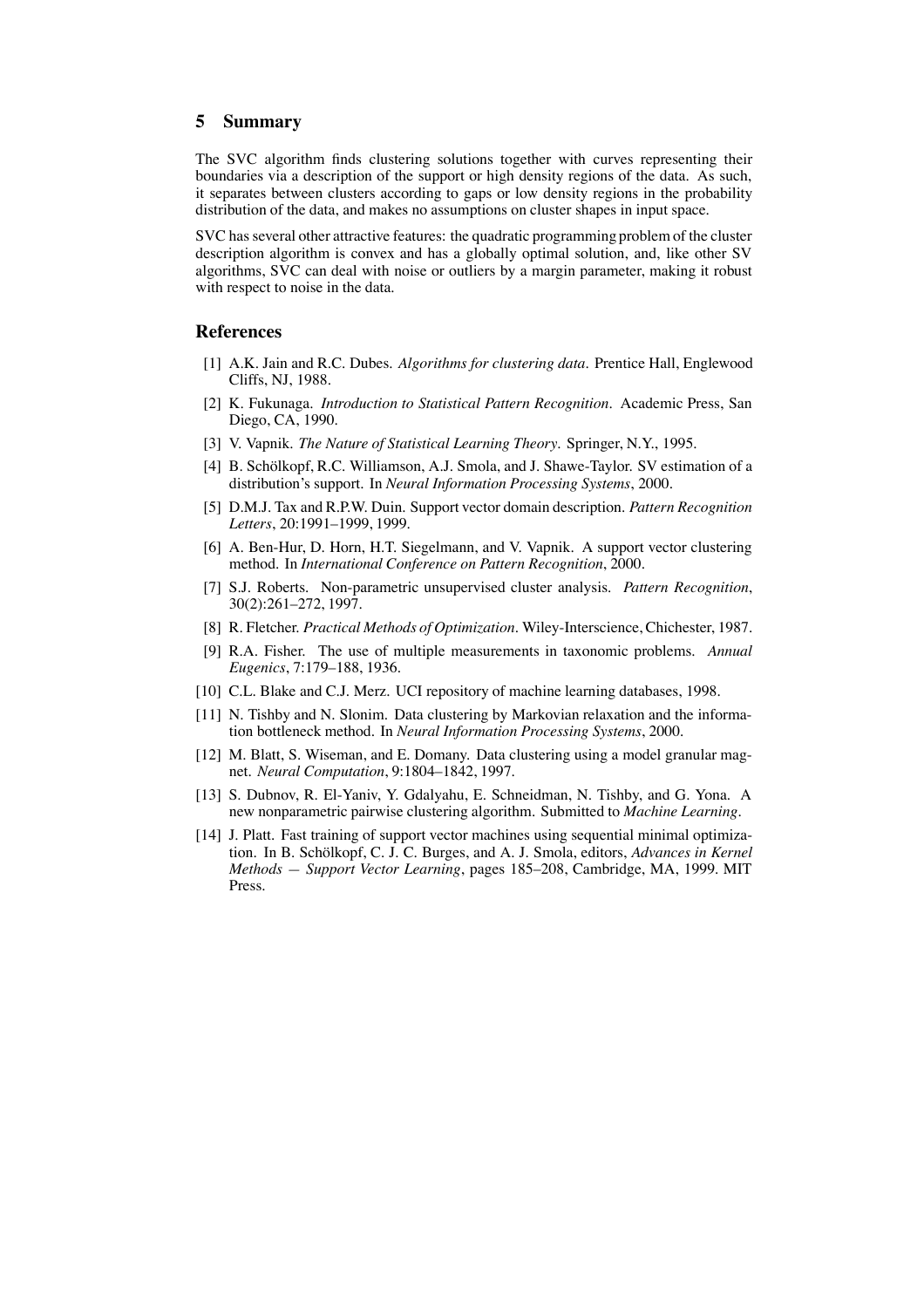## 5 Summary

The SVC algorithm finds clustering solutions together with curves representing their boundaries via a description of the support or high density regions of the data. As such, it separates between clusters according to gaps or low density regions in the probability distribution of the data, and makes no assumptions on cluster shapes in input space.

SVC has several other attractive features: the quadratic programming problem of the cluster description algorithm is convex and has a globally optimal solution, and, like other SV algorithms, SVC can deal with noise or outliers by a margin parameter, making it robust with respect to noise in the data.

## References

[1] A.K. Jain and R.C. Dubes. *Algorithms for clustering data*. Prentice Hall, Englewood Cliffs, NJ, 1988.

[2] K. Fukunaga. *Introduction to Statistical Pattern Recognition*. Academic Press, San Diego, CA, 1990.

[3] V. Vapnik. *The Nature of Statistical Learning Theory*. Springer, N.Y., 1995.

[4] B. Schölkopf, R.C. Williamson, A.J. Smola, and J. Shawe-Taylor. SV estimation of a distribution's support. In *Neural Information Processing Systems*, 2000.

[5] D.M.J. Tax and R.P.W. Duin. Support vector domain description. *Pattern Recognition Letters*, 20:1991–1999, 1999.

[6] A. Ben-Hur, D. Horn, H.T. Siegelmann, and V. Vapnik. A support vector clustering method. In *International Conference on Pattern Recognition*, 2000.

[7] S.J. Roberts. Non-parametric unsupervised cluster analysis. *Pattern Recognition*, 30(2):261–272, 1997.

[8] R. Fletcher. *Practical Methods of Optimization*. Wiley-Interscience, Chichester, 1987.

[9] R.A. Fisher. The use of multiple measurements in taxonomic problems. *Annual Eugenics*, 7:179–188, 1936.

[10] C.L. Blake and C.J. Merz. UCI repository of machine learning databases, 1998.

[11] N. Tishby and N. Slonim. Data clustering by Markovian relaxation and the information bottleneck method. In *Neural Information Processing Systems*, 2000.

[12] M. Blatt, S. Wiseman, and E. Domany. Data clustering using a model granular magnet. *Neural Computation*, 9:1804–1842, 1997.

[13] S. Dubnov, R. El-Yaniv, Y. Gdalyahu, E. Schneidman, N. Tishby, and G. Yona. A new nonparametric pairwise clustering algorithm. Submitted to *Machine Learning*.

[14] J. Platt. Fast training of support vector machines using sequential minimal optimization. In B. Schölkopf, C. J. C. Burges, and A. J. Smola, editors, *Advances in Kernel Methods — Support Vector Learning*, pages 185–208, Cambridge, MA, 1999. MIT Press.